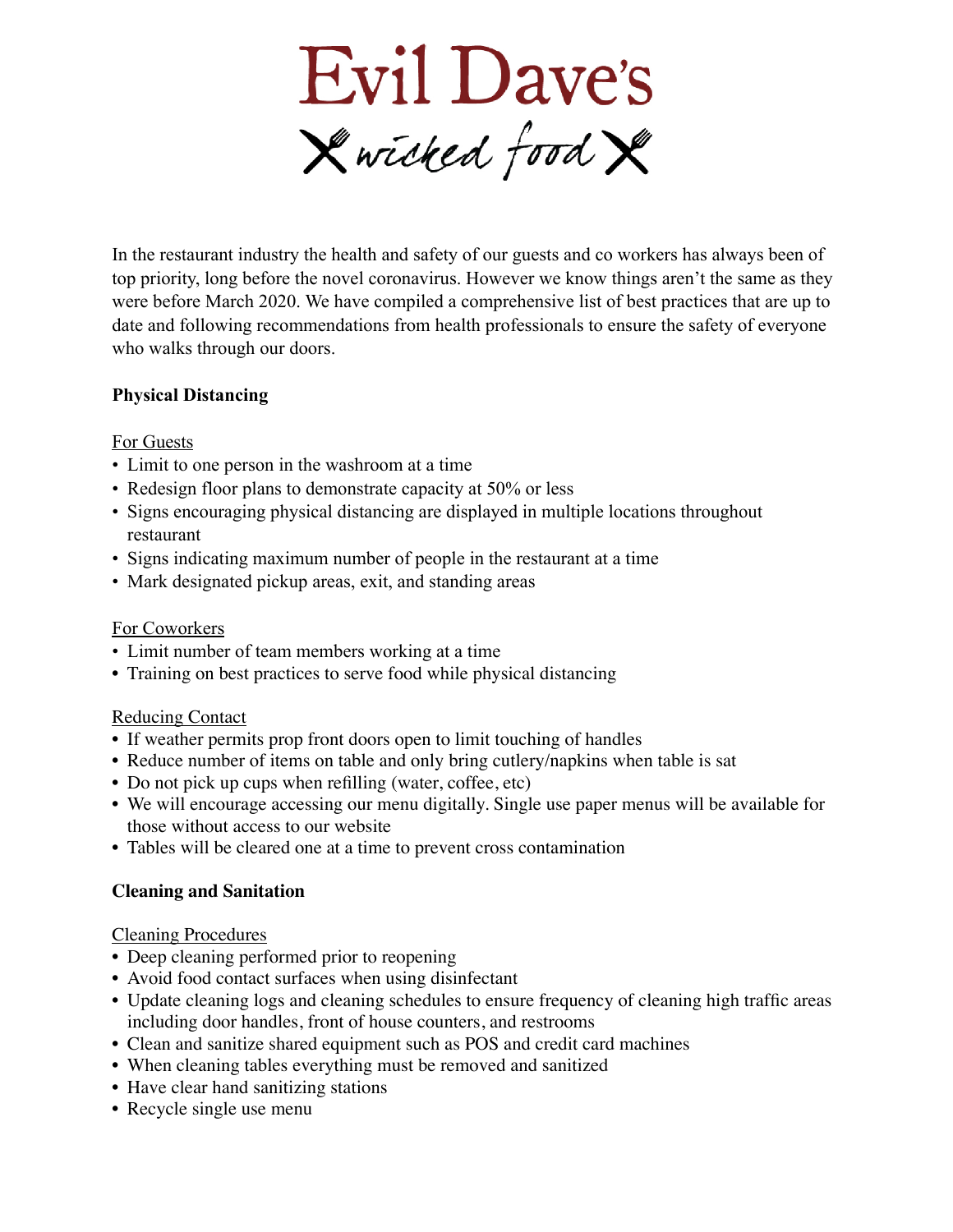# Evil Dave's

wicked food

In the restaurant industry the health and safety of our guests and co workers has always been of top priority, long before the novel coronavirus. However we know things aren't the same as they were before March 2020. We have compiled a comprehensive list of best practices that are up to date and following recommendations from health professionals to ensure the safety of everyone who walks through our doors.

**Physical Distancing**

For Guests

- Limit to one person in the washroom at a time
- Redesign floor plans to demonstrate capacity at 50% or less
- Signs encouraging physical distancing are displayed in multiple locations throughout restaurant
- Signs indicating maximum number of people in the restaurant at a time
- Mark designated pickup areas, exit, and standing areas

For Coworkers

- Limit number of team members working at a time
- Training on best practices to serve food while physical distancing

Reducing Contact

- If weather permits prop front doors open to limit touching of handles
- Reduce number of items on table and only bring cutlery/napkins when table is sat
- Do not pick up cups when refilling (water, coffee, etc)
- We will encourage accessing our menu digitally. Single use paper menus will be available for those without access to our website
- Tables will be cleared one at a time to prevent cross contamination

**Cleaning and Sanitation**

Cleaning Procedures

- Deep cleaning performed prior to reopening
- Avoid food contact surfaces when using disinfectant
- Update cleaning logs and cleaning schedules to ensure frequency of cleaning high traffic areas including door handles, front of house counters, and restrooms
- Clean and sanitize shared equipment such as POS and credit card machines
- When cleaning tables everything must be removed and sanitized
- Have clear hand sanitizing stations
- Recycle single use menu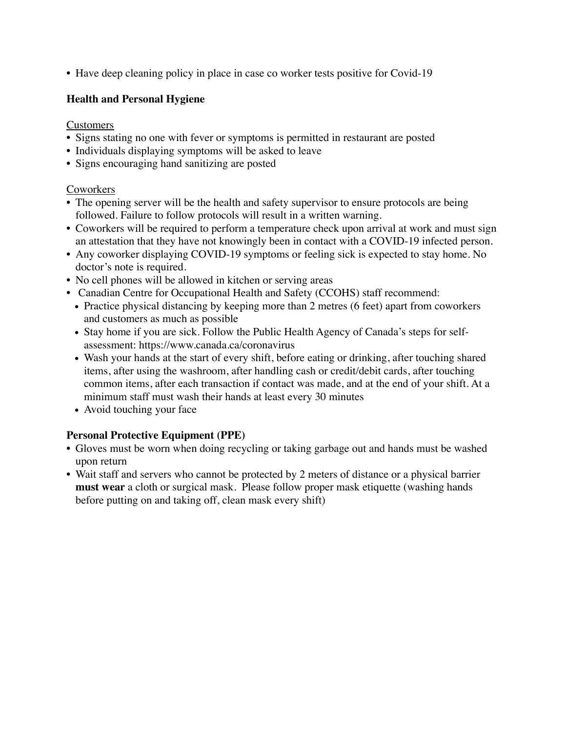- Have deep cleaning policy in place in case co worker tests positive for Covid-19

**Health and Personal Hygiene**

Customers

- Signs stating no one with fever or symptoms is permitted in restaurant are posted
- Individuals displaying symptoms will be asked to leave
- Signs encouraging hand sanitizing are posted

Coworkers

- The opening server will be the health and safety supervisor to ensure protocols are being followed. Failure to follow protocols will result in a written warning.
- Coworkers will be required to perform a temperature check upon arrival at work and must sign an attestation that they have not knowingly been in contact with a COVID-19 infected person.
- Any coworker displaying COVID-19 symptoms or feeling sick is expected to stay home. No doctor's note is required.
- No cell phones will be allowed in kitchen or serving areas
- Canadian Centre for Occupational Health and Safety (CCOHS) staff recommend:
  - Practice physical distancing by keeping more than 2 metres (6 feet) apart from coworkers and customers as much as possible
  - Stay home if you are sick. Follow the Public Health Agency of Canada's steps for self-assessment: https://www.canada.ca/coronavirus
  - Wash your hands at the start of every shift, before eating or drinking, after touching shared items, after using the washroom, after handling cash or credit/debit cards, after touching common items, after each transaction if contact was made, and at the end of your shift. At a minimum staff must wash their hands at least every 30 minutes
  - Avoid touching your face

**Personal Protective Equipment (PPE)**

- Gloves must be worn when doing recycling or taking garbage out and hands must be washed upon return
- Wait staff and servers who cannot be protected by 2 meters of distance or a physical barrier **must wear** a cloth or surgical mask. Please follow proper mask etiquette (washing hands before putting on and taking off, clean mask every shift)